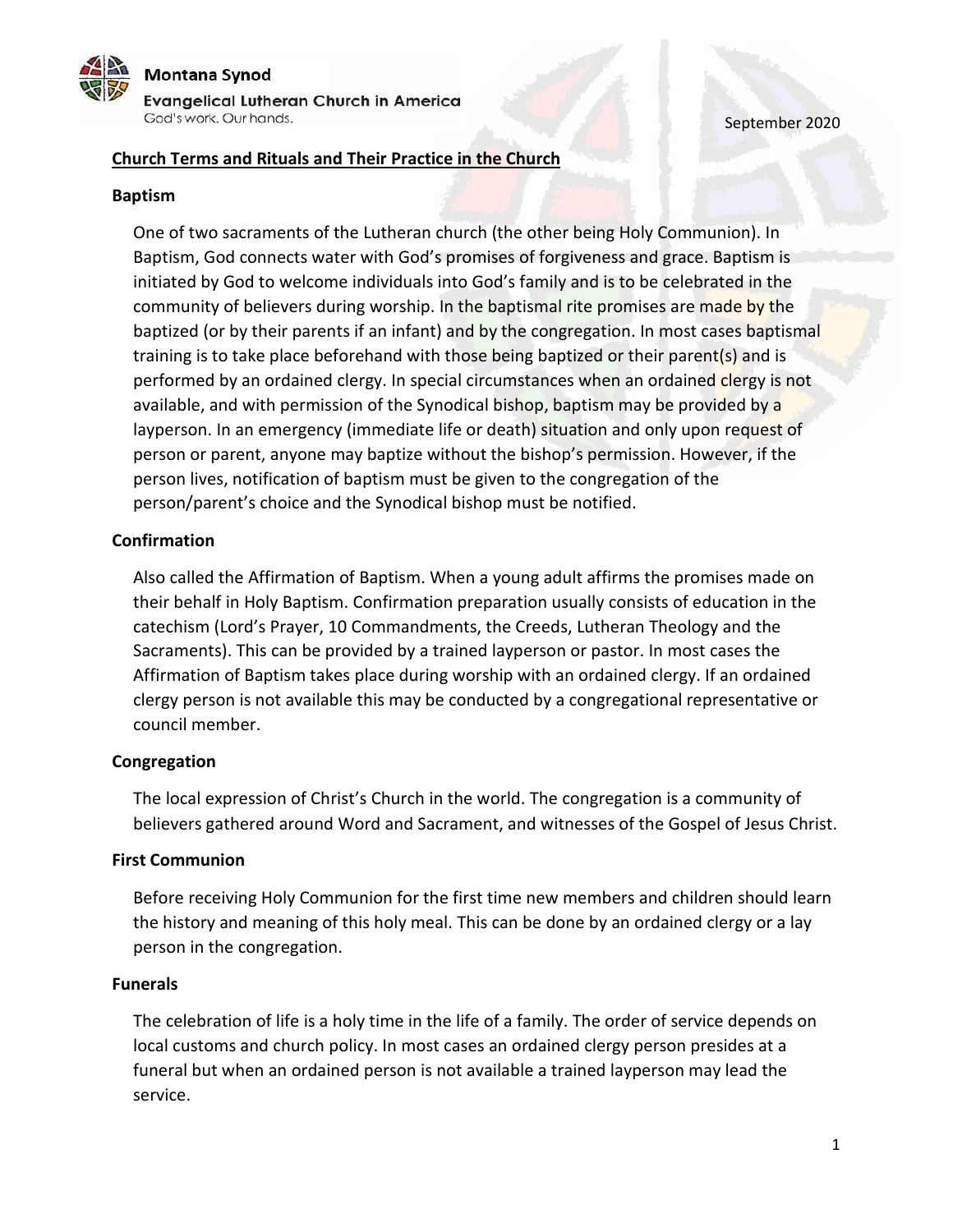Montana Synod

Evangelical Lutheran Church in America

God's work. Our hands.

September 2020

## Church Terms and Rituals and Their Practice in the Church

### Baptism

One of two sacraments of the Lutheran church (the other being Holy Communion). In Baptism, God connects water with God's promises of forgiveness and grace. Baptism is initiated by God to welcome individuals into God's family and is to be celebrated in the community of believers during worship. In the baptismal rite promises are made by the baptized (or by their parents if an infant) and by the congregation. In most cases baptismal training is to take place beforehand with those being baptized or their parent(s) and is performed by an ordained clergy. In special circumstances when an ordained clergy is not available, and with permission of the Synodical bishop, baptism may be provided by a layperson. In an emergency (immediate life or death) situation and only upon request of person or parent, anyone may baptize without the bishop's permission. However, if the person lives, notification of baptism must be given to the congregation of the person/parent's choice and the Synodical bishop must be notified.

### Confirmation

Also called the Affirmation of Baptism. When a young adult affirms the promises made on their behalf in Holy Baptism. Confirmation preparation usually consists of education in the catechism (Lord's Prayer, 10 Commandments, the Creeds, Lutheran Theology and the Sacraments). This can be provided by a trained layperson or pastor. In most cases the Affirmation of Baptism takes place during worship with an ordained clergy. If an ordained clergy person is not available this may be conducted by a congregational representative or council member.

### Congregation

The local expression of Christ's Church in the world. The congregation is a community of believers gathered around Word and Sacrament, and witnesses of the Gospel of Jesus Christ.

### First Communion

Before receiving Holy Communion for the first time new members and children should learn the history and meaning of this holy meal. This can be done by an ordained clergy or a lay person in the congregation.

### Funerals

The celebration of life is a holy time in the life of a family. The order of service depends on local customs and church policy. In most cases an ordained clergy person presides at a funeral but when an ordained person is not available a trained layperson may lead the service.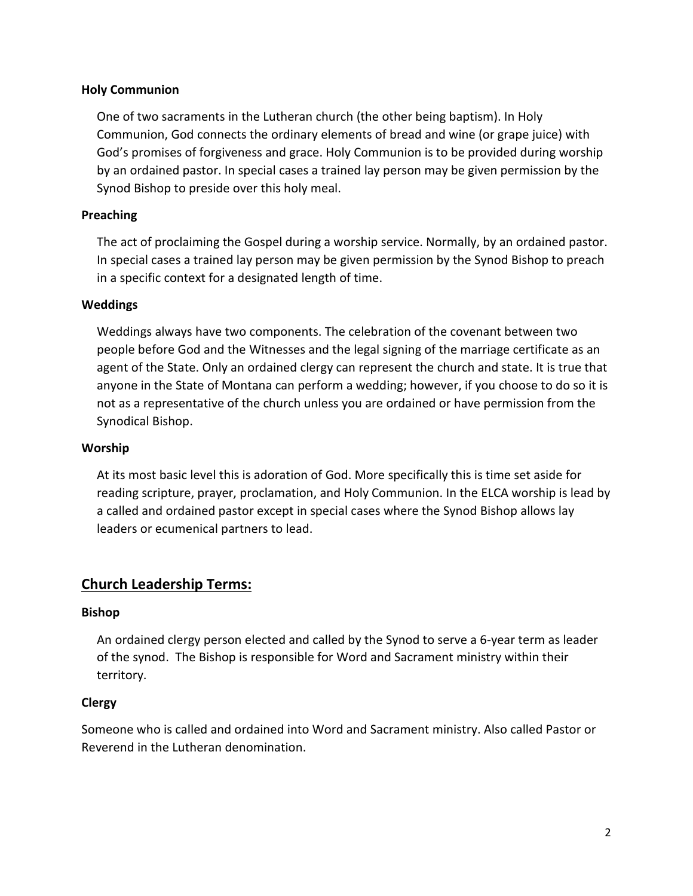**Holy Communion**

One of two sacraments in the Lutheran church (the other being baptism). In Holy Communion, God connects the ordinary elements of bread and wine (or grape juice) with God's promises of forgiveness and grace. Holy Communion is to be provided during worship by an ordained pastor. In special cases a trained lay person may be given permission by the Synod Bishop to preside over this holy meal.

**Preaching**

The act of proclaiming the Gospel during a worship service. Normally, by an ordained pastor. In special cases a trained lay person may be given permission by the Synod Bishop to preach in a specific context for a designated length of time.

**Weddings**

Weddings always have two components. The celebration of the covenant between two people before God and the Witnesses and the legal signing of the marriage certificate as an agent of the State. Only an ordained clergy can represent the church and state. It is true that anyone in the State of Montana can perform a wedding; however, if you choose to do so it is not as a representative of the church unless you are ordained or have permission from the Synodical Bishop.

**Worship**

At its most basic level this is adoration of God. More specifically this is time set aside for reading scripture, prayer, proclamation, and Holy Communion. In the ELCA worship is lead by a called and ordained pastor except in special cases where the Synod Bishop allows lay leaders or ecumenical partners to lead.

## Church Leadership Terms:

**Bishop**

An ordained clergy person elected and called by the Synod to serve a 6-year term as leader of the synod. The Bishop is responsible for Word and Sacrament ministry within their territory.

**Clergy**

Someone who is called and ordained into Word and Sacrament ministry. Also called Pastor or Reverend in the Lutheran denomination.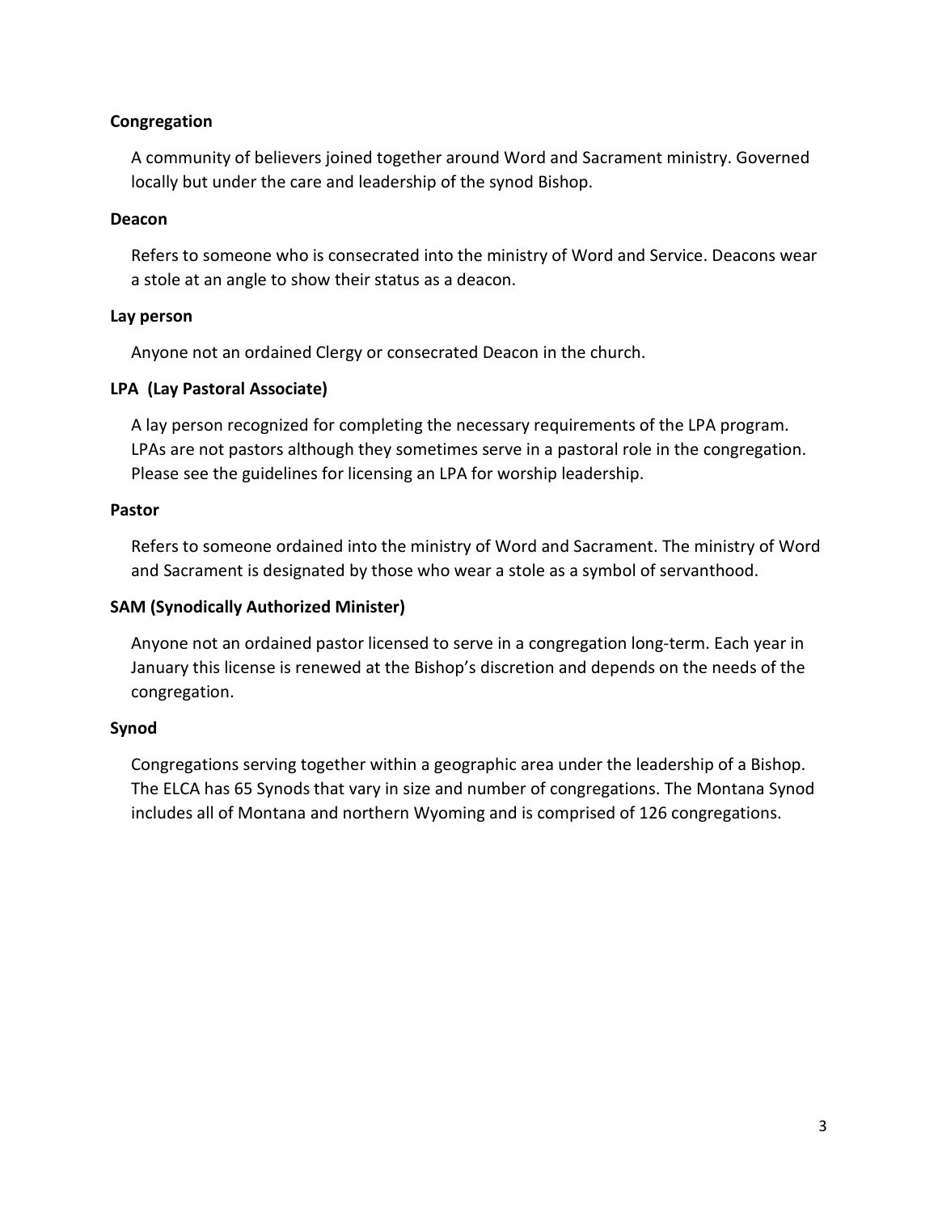**Congregation**

A community of believers joined together around Word and Sacrament ministry. Governed locally but under the care and leadership of the synod Bishop.

**Deacon**

Refers to someone who is consecrated into the ministry of Word and Service. Deacons wear a stole at an angle to show their status as a deacon.

**Lay person**

Anyone not an ordained Clergy or consecrated Deacon in the church.

**LPA (Lay Pastoral Associate)**

A lay person recognized for completing the necessary requirements of the LPA program. LPAs are not pastors although they sometimes serve in a pastoral role in the congregation. Please see the guidelines for licensing an LPA for worship leadership.

**Pastor**

Refers to someone ordained into the ministry of Word and Sacrament. The ministry of Word and Sacrament is designated by those who wear a stole as a symbol of servanthood.

**SAM (Synodically Authorized Minister)**

Anyone not an ordained pastor licensed to serve in a congregation long-term. Each year in January this license is renewed at the Bishop's discretion and depends on the needs of the congregation.

**Synod**

Congregations serving together within a geographic area under the leadership of a Bishop. The ELCA has 65 Synods that vary in size and number of congregations. The Montana Synod includes all of Montana and northern Wyoming and is comprised of 126 congregations.